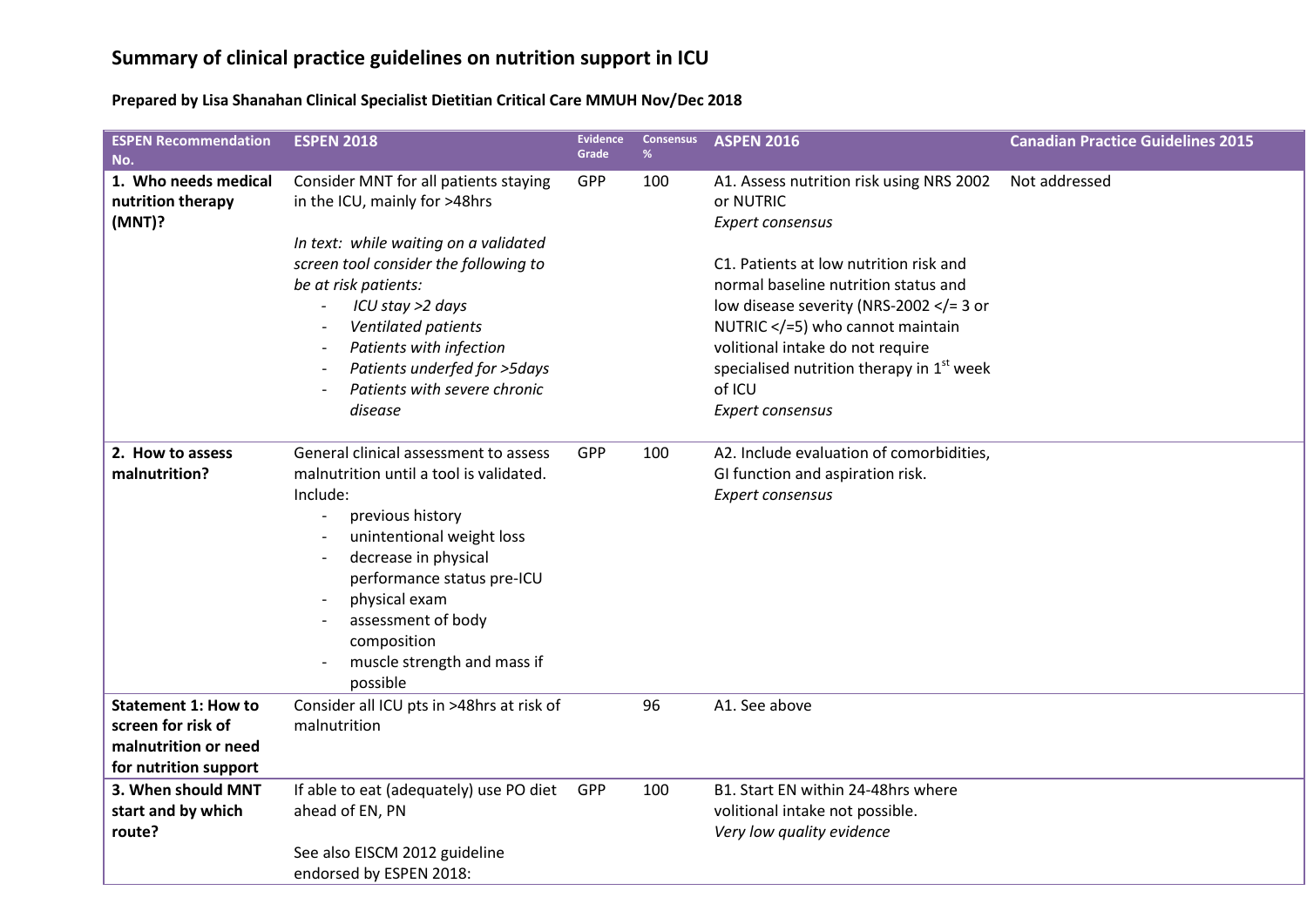# Summary of clinical practice guidelines on nutrition support in ICU

**Prepared by Lisa Shanahan Clinical Specialist Dietitian Critical Care MMUH Nov/Dec 2018**

| ESPEN Recommendation No. | ESPEN 2018 | Evidence Grade | Consensus % | ASPEN 2016 | Canadian Practice Guidelines 2015 |
|---|---|---|---|---|---|
| **1. Who needs medical nutrition therapy (MNT)?** | Consider MNT for all patients staying in the ICU, mainly for >48hrs<br><br>*In text: while waiting on a validated screen tool consider the following to be at risk patients:*<br>- *ICU stay >2 days*<br>- *Ventilated patients*<br>- *Patients with infection*<br>- *Patients underfed for >5days*<br>- *Patients with severe chronic disease* | GPP | 100 | A1. Assess nutrition risk using NRS 2002 or NUTRIC<br>*Expert consensus*<br><br>C1. Patients at low nutrition risk and normal baseline nutrition status and low disease severity (NRS-2002 </= 3 or NUTRIC </=5) who cannot maintain volitional intake do not require specialised nutrition therapy in 1st week of ICU<br>*Expert consensus* | Not addressed |
| **2. How to assess malnutrition?** | General clinical assessment to assess malnutrition until a tool is validated. Include:<br>- previous history<br>- unintentional weight loss<br>- decrease in physical performance status pre-ICU<br>- physical exam<br>- assessment of body composition<br>- muscle strength and mass if possible | GPP | 100 | A2. Include evaluation of comorbidities, GI function and aspiration risk.<br>*Expert consensus* | |
| **Statement 1: How to screen for risk of malnutrition or need for nutrition support** | Consider all ICU pts in >48hrs at risk of malnutrition | | 96 | A1. See above | |
| **3. When should MNT start and by which route?** | If able to eat (adequately) use PO diet ahead of EN, PN<br><br>See also EISCM 2012 guideline endorsed by ESPEN 2018: | GPP | 100 | B1. Start EN within 24-48hrs where volitional intake not possible.<br>*Very low quality evidence* | |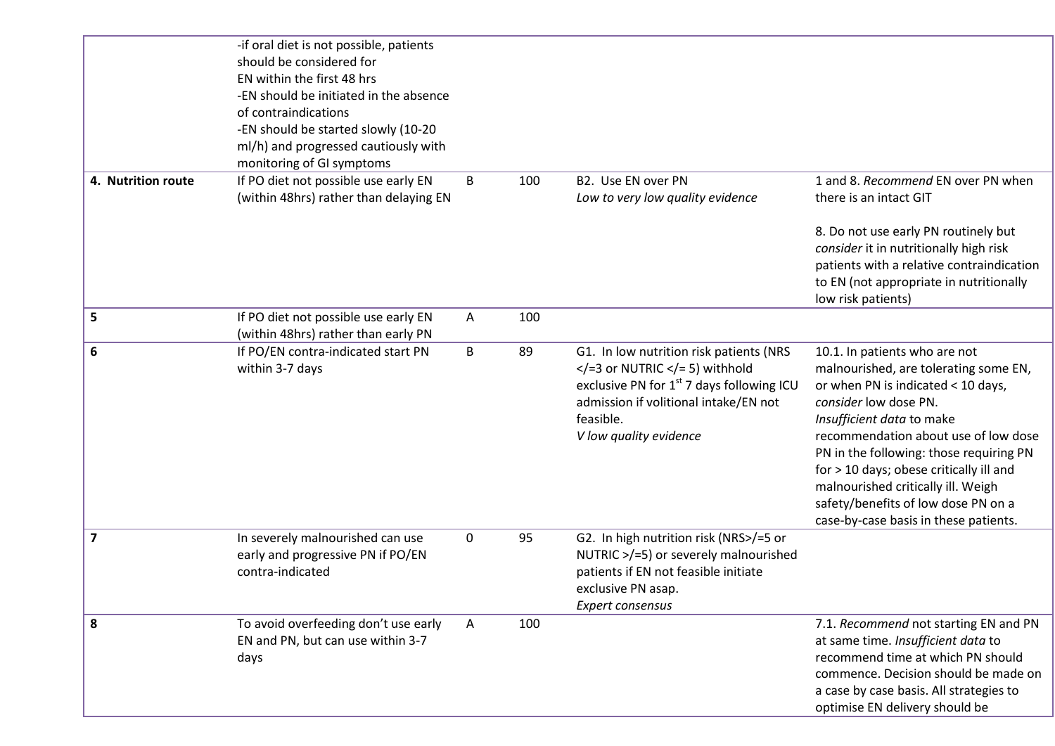| | | | | | |
|---|---|---|---|---|---|
| | -if oral diet is not possible, patients should be considered for EN within the first 48 hrs<br>-EN should be initiated in the absence of contraindications<br>-EN should be started slowly (10-20 ml/h) and progressed cautiously with monitoring of GI symptoms | | | | |
| **4. Nutrition route** | If PO diet not possible use early EN (within 48hrs) rather than delaying EN | B | 100 | B2. Use EN over PN<br>*Low to very low quality evidence* | 1 and 8. *Recommend* EN over PN when there is an intact GIT<br><br>8. Do not use early PN routinely but *consider* it in nutritionally high risk patients with a relative contraindication to EN (not appropriate in nutritionally low risk patients) |
| **5** | If PO diet not possible use early EN (within 48hrs) rather than early PN | A | 100 | | |
| **6** | If PO/EN contra-indicated start PN within 3-7 days | B | 89 | G1. In low nutrition risk patients (NRS </=3 or NUTRIC </= 5) withhold exclusive PN for 1st 7 days following ICU admission if volitional intake/EN not feasible.<br>*V low quality evidence* | 10.1. In patients who are not malnourished, are tolerating some EN, or when PN is indicated < 10 days, *consider* low dose PN.<br>*Insufficient data* to make recommendation about use of low dose PN in the following: those requiring PN for > 10 days; obese critically ill and malnourished critically ill. Weigh safety/benefits of low dose PN on a case-by-case basis in these patients. |
| **7** | In severely malnourished can use early and progressive PN if PO/EN contra-indicated | 0 | 95 | G2. In high nutrition risk (NRS>/=5 or NUTRIC >/=5) or severely malnourished patients if EN not feasible initiate exclusive PN asap.<br>*Expert consensus* | |
| **8** | To avoid overfeeding don't use early EN and PN, but can use within 3-7 days | A | 100 | | 7.1. *Recommend* not starting EN and PN at same time. *Insufficient data* to recommend time at which PN should commence. Decision should be made on a case by case basis. All strategies to optimise EN delivery should be |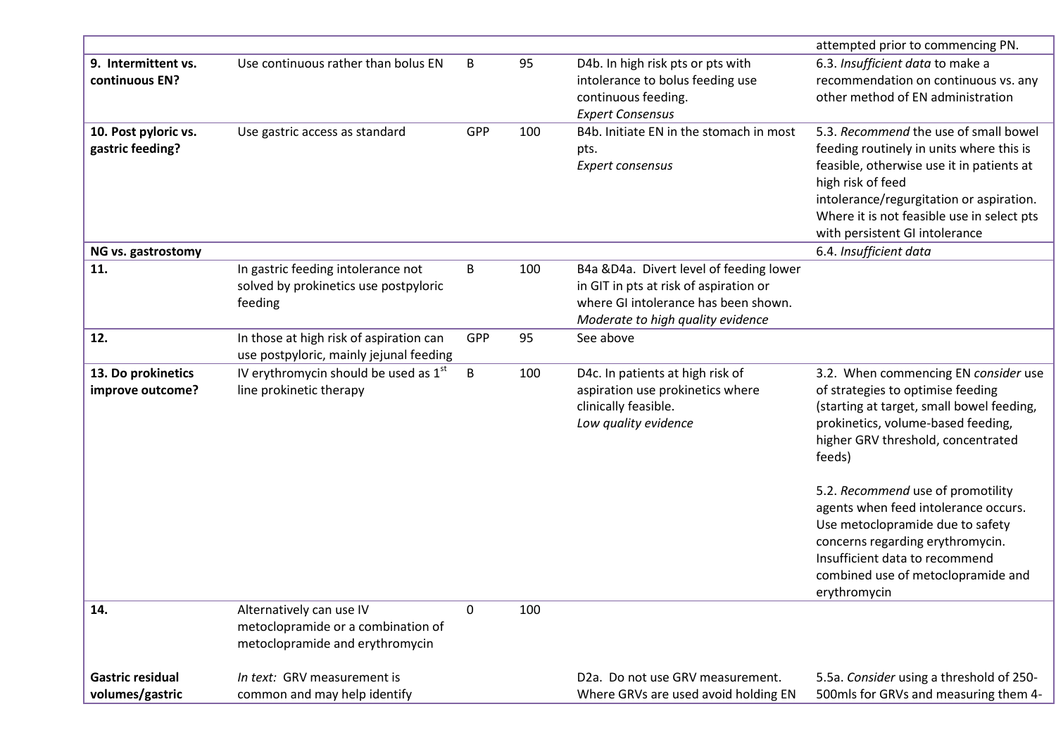| | | | | | |
|---|---|---|---|---|---|
| | | | | | attempted prior to commencing PN. |
| **9. Intermittent vs. continuous EN?** | Use continuous rather than bolus EN | B | 95 | D4b. In high risk pts or pts with intolerance to bolus feeding use continuous feeding. *Expert Consensus* | 6.3. *Insufficient data* to make a recommendation on continuous vs. any other method of EN administration |
| **10. Post pyloric vs. gastric feeding?** | Use gastric access as standard | GPP | 100 | B4b. Initiate EN in the stomach in most pts. *Expert consensus* | 5.3. *Recommend* the use of small bowel feeding routinely in units where this is feasible, otherwise use it in patients at high risk of feed intolerance/regurgitation or aspiration. Where it is not feasible use in select pts with persistent GI intolerance |
| **NG vs. gastrostomy** | | | | | 6.4. *Insufficient data* |
| **11.** | In gastric feeding intolerance not solved by prokinetics use postpyloric feeding | B | 100 | B4a &D4a. Divert level of feeding lower in GIT in pts at risk of aspiration or where GI intolerance has been shown. *Moderate to high quality evidence* | |
| **12.** | In those at high risk of aspiration can use postpyloric, mainly jejunal feeding | GPP | 95 | See above | |
| **13. Do prokinetics improve outcome?** | IV erythromycin should be used as 1st line prokinetic therapy | B | 100 | D4c. In patients at high risk of aspiration use prokinetics where clinically feasible. *Low quality evidence* | 3.2. When commencing EN *consider* use of strategies to optimise feeding (starting at target, small bowel feeding, prokinetics, volume-based feeding, higher GRV threshold, concentrated feeds)<br><br>5.2. *Recommend* use of promotility agents when feed intolerance occurs. Use metoclopramide due to safety concerns regarding erythromycin. Insufficient data to recommend combined use of metoclopramide and erythromycin |
| **14.** | Alternatively can use IV metoclopramide or a combination of metoclopramide and erythromycin | 0 | 100 | | |
| **Gastric residual volumes/gastric** | *In text:* GRV measurement is common and may help identify | | | D2a. Do not use GRV measurement. Where GRVs are used avoid holding EN | 5.5a. *Consider* using a threshold of 250-500mls for GRVs and measuring them 4- |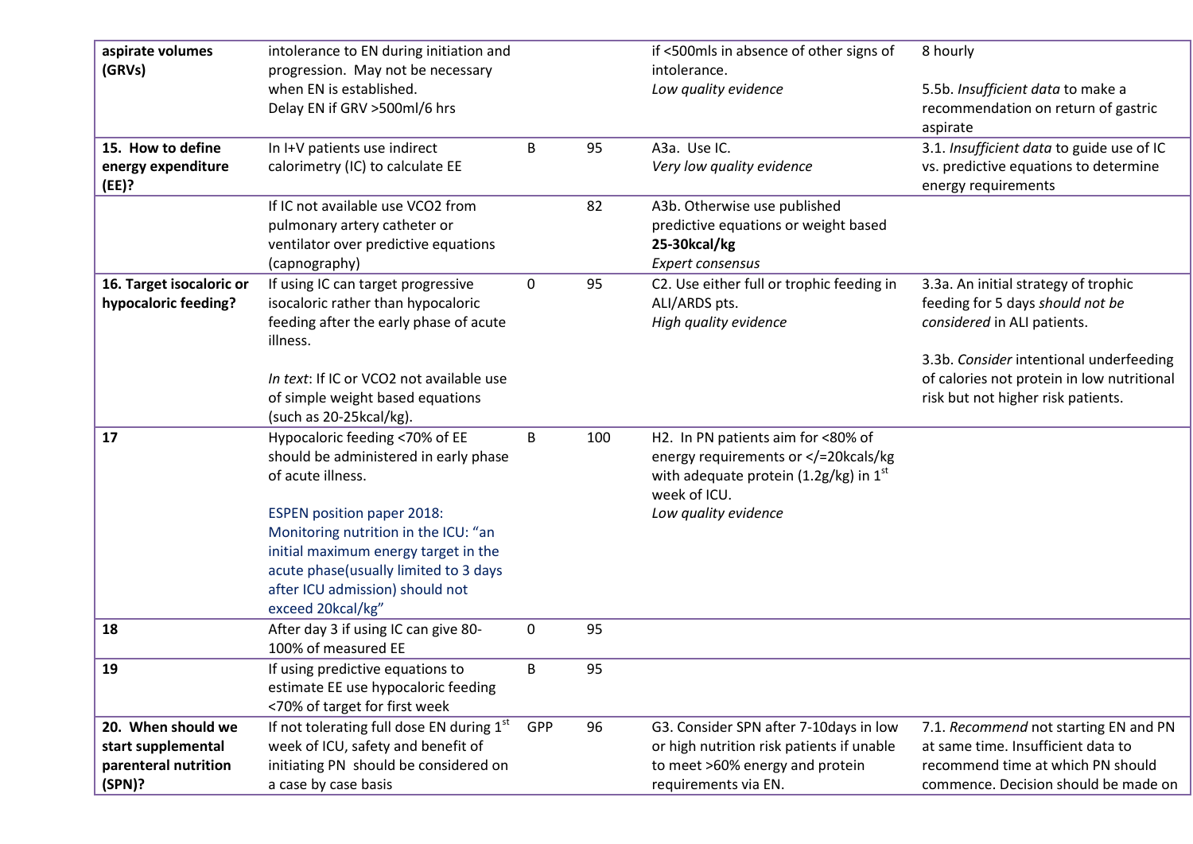| | | | | | |
|---|---|---|---|---|---|
| **aspirate volumes (GRVs)** | intolerance to EN during initiation and progression. May not be necessary when EN is established.<br>Delay EN if GRV >500ml/6 hrs | | | if <500mls in absence of other signs of intolerance.<br>*Low quality evidence* | 8 hourly<br><br>5.5b. *Insufficient data* to make a recommendation on return of gastric aspirate |
| **15. How to define energy expenditure (EE)?** | In I+V patients use indirect calorimetry (IC) to calculate EE | B | 95 | A3a. Use IC.<br>*Very low quality evidence* | 3.1. *Insufficient data* to guide use of IC vs. predictive equations to determine energy requirements |
| | If IC not available use VCO2 from pulmonary artery catheter or ventilator over predictive equations (capnography) | | 82 | A3b. Otherwise use published predictive equations or weight based **25-30kcal/kg**<br>*Expert consensus* | |
| **16. Target isocaloric or hypocaloric feeding?** | If using IC can target progressive isocaloric rather than hypocaloric feeding after the early phase of acute illness.<br><br>*In text*: If IC or VCO2 not available use of simple weight based equations (such as 20-25kcal/kg). | 0 | 95 | C2. Use either full or trophic feeding in ALI/ARDS pts.<br>*High quality evidence* | 3.3a. An initial strategy of trophic feeding for 5 days *should not be considered* in ALI patients.<br><br>3.3b. *Consider* intentional underfeeding of calories not protein in low nutritional risk but not higher risk patients. |
| **17** | Hypocaloric feeding <70% of EE should be administered in early phase of acute illness.<br><br>ESPEN position paper 2018: Monitoring nutrition in the ICU: "an initial maximum energy target in the acute phase(usually limited to 3 days after ICU admission) should not exceed 20kcal/kg" | B | 100 | H2. In PN patients aim for <80% of energy requirements or </=20kcals/kg with adequate protein (1.2g/kg) in 1st week of ICU.<br>*Low quality evidence* | |
| **18** | After day 3 if using IC can give 80-100% of measured EE | 0 | 95 | | |
| **19** | If using predictive equations to estimate EE use hypocaloric feeding <70% of target for first week | B | 95 | | |
| **20. When should we start supplemental parenteral nutrition (SPN)?** | If not tolerating full dose EN during 1st week of ICU, safety and benefit of initiating PN should be considered on a case by case basis | GPP | 96 | G3. Consider SPN after 7-10days in low or high nutrition risk patients if unable to meet >60% energy and protein requirements via EN. | 7.1. *Recommend* not starting EN and PN at same time. Insufficient data to recommend time at which PN should commence. Decision should be made on |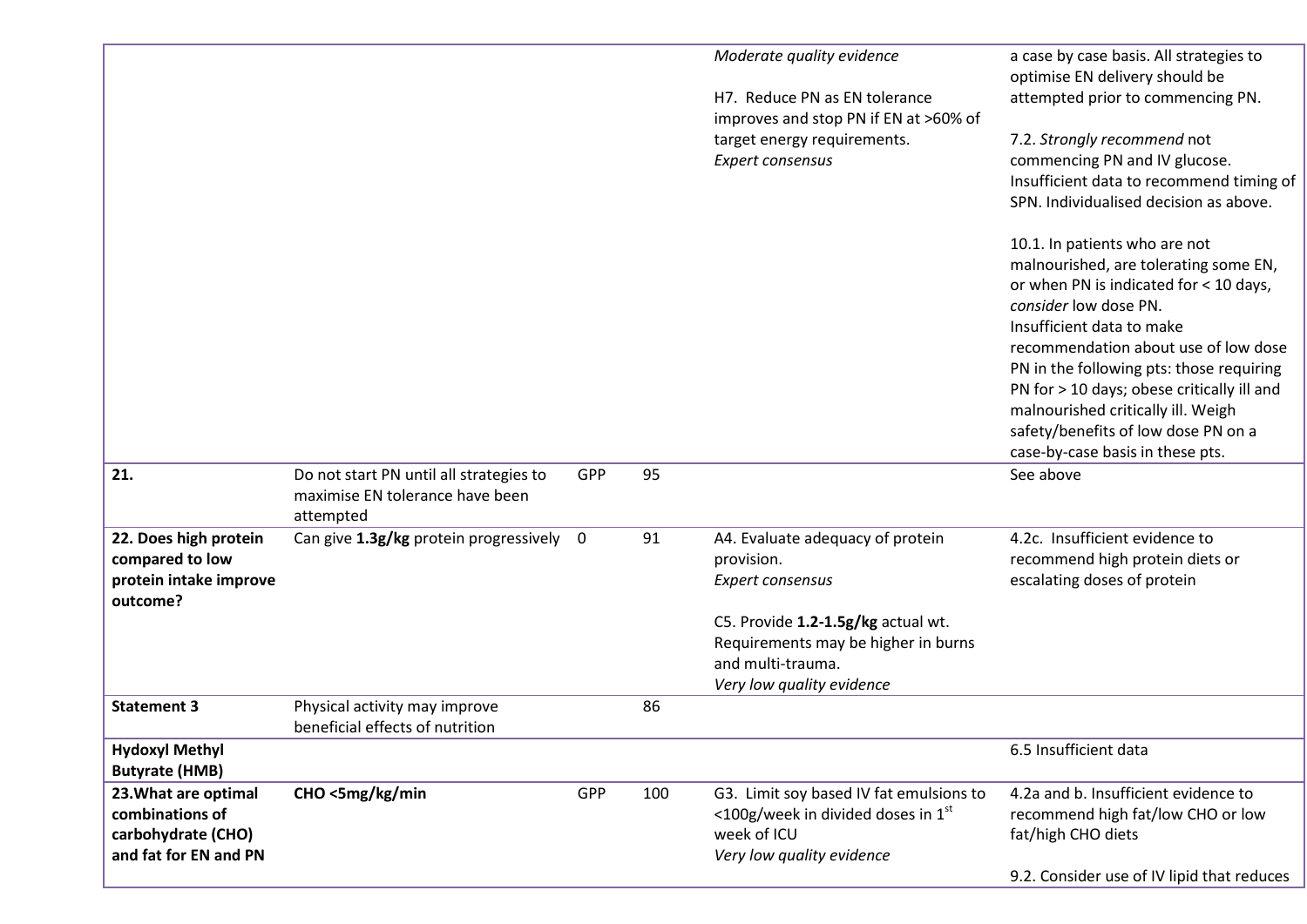| | | | | | |
|---|---|---|---|---|---|
| | | | | *Moderate quality evidence*<br><br>H7. Reduce PN as EN tolerance improves and stop PN if EN at >60% of target energy requirements.<br>*Expert consensus* | a case by case basis. All strategies to optimise EN delivery should be attempted prior to commencing PN.<br><br>7.2. *Strongly recommend* not commencing PN and IV glucose. Insufficient data to recommend timing of SPN. Individualised decision as above.<br><br>10.1. In patients who are not malnourished, are tolerating some EN, or when PN is indicated for < 10 days, *consider* low dose PN.<br>Insufficient data to make recommendation about use of low dose PN in the following pts: those requiring PN for > 10 days; obese critically ill and malnourished critically ill. Weigh safety/benefits of low dose PN on a case-by-case basis in these pts. |
| **21.** | Do not start PN until all strategies to maximise EN tolerance have been attempted | GPP | 95 | | See above |
| **22. Does high protein compared to low protein intake improve outcome?** | Can give **1.3g/kg** protein progressively | 0 | 91 | A4. Evaluate adequacy of protein provision.<br>*Expert consensus*<br><br>C5. Provide **1.2-1.5g/kg** actual wt. Requirements may be higher in burns and multi-trauma.<br>*Very low quality evidence* | 4.2c. Insufficient evidence to recommend high protein diets or escalating doses of protein |
| **Statement 3** | Physical activity may improve beneficial effects of nutrition | | 86 | | |
| **Hydoxyl Methyl Butyrate (HMB)** | | | | | 6.5 Insufficient data |
| **23.What are optimal combinations of carbohydrate (CHO) and fat for EN and PN** | **CHO <5mg/kg/min** | GPP | 100 | G3. Limit soy based IV fat emulsions to <100g/week in divided doses in 1st week of ICU<br>*Very low quality evidence* | 4.2a and b. Insufficient evidence to recommend high fat/low CHO or low fat/high CHO diets<br><br>9.2. Consider use of IV lipid that reduces |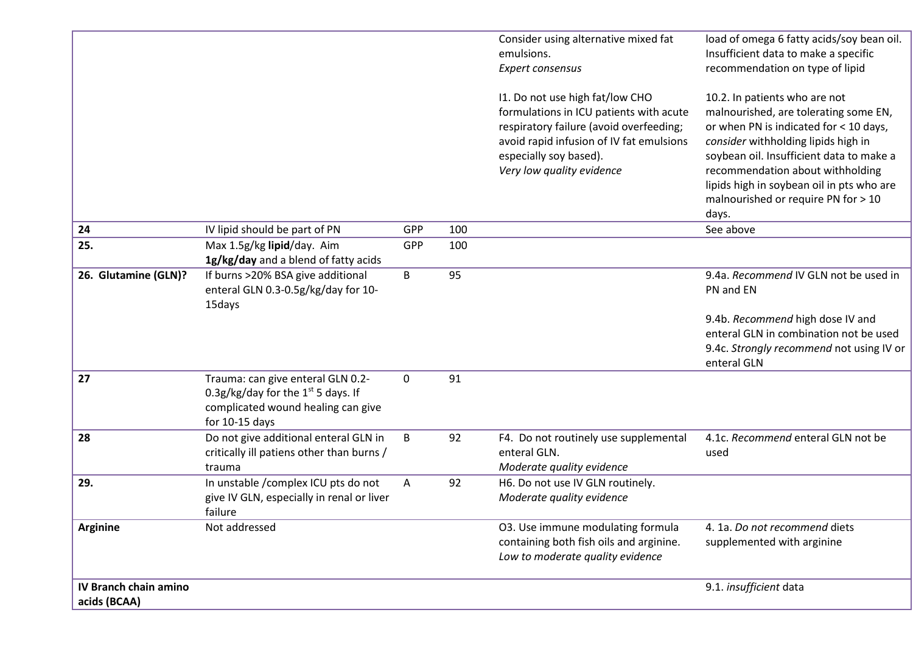| | | | | | |
|---|---|---|---|---|---|
| | | | | Consider using alternative mixed fat emulsions.<br>*Expert consensus*<br><br>I1. Do not use high fat/low CHO formulations in ICU patients with acute respiratory failure (avoid overfeeding; avoid rapid infusion of IV fat emulsions especially soy based).<br>*Very low quality evidence* | load of omega 6 fatty acids/soy bean oil. Insufficient data to make a specific recommendation on type of lipid<br><br>10.2. In patients who are not malnourished, are tolerating some EN, or when PN is indicated for < 10 days, *consider* withholding lipids high in soybean oil. Insufficient data to make a recommendation about withholding lipids high in soybean oil in pts who are malnourished or require PN for > 10 days. |
| **24** | IV lipid should be part of PN | GPP | 100 | | See above |
| **25.** | Max 1.5g/kg **lipid**/day. Aim **1g/kg/day** and a blend of fatty acids | GPP | 100 | | |
| **26. Glutamine (GLN)?** | If burns >20% BSA give additional enteral GLN 0.3-0.5g/kg/day for 10-15days | B | 95 | | 9.4a. *Recommend* IV GLN not be used in PN and EN<br><br>9.4b. *Recommend* high dose IV and enteral GLN in combination not be used<br>9.4c. *Strongly recommend* not using IV or enteral GLN |
| **27** | Trauma: can give enteral GLN 0.2-0.3g/kg/day for the 1st 5 days. If complicated wound healing can give for 10-15 days | 0 | 91 | | |
| **28** | Do not give additional enteral GLN in critically ill patiens other than burns / trauma | B | 92 | F4. Do not routinely use supplemental enteral GLN.<br>*Moderate quality evidence* | 4.1c. *Recommend* enteral GLN not be used |
| **29.** | In unstable /complex ICU pts do not give IV GLN, especially in renal or liver failure | A | 92 | H6. Do not use IV GLN routinely.<br>*Moderate quality evidence* | |
| **Arginine** | Not addressed | | | O3. Use immune modulating formula containing both fish oils and arginine.<br>*Low to moderate quality evidence* | 4. 1a. *Do not recommend* diets supplemented with arginine |
| **IV Branch chain amino acids (BCAA)** | | | | | 9.1. *insufficient* data |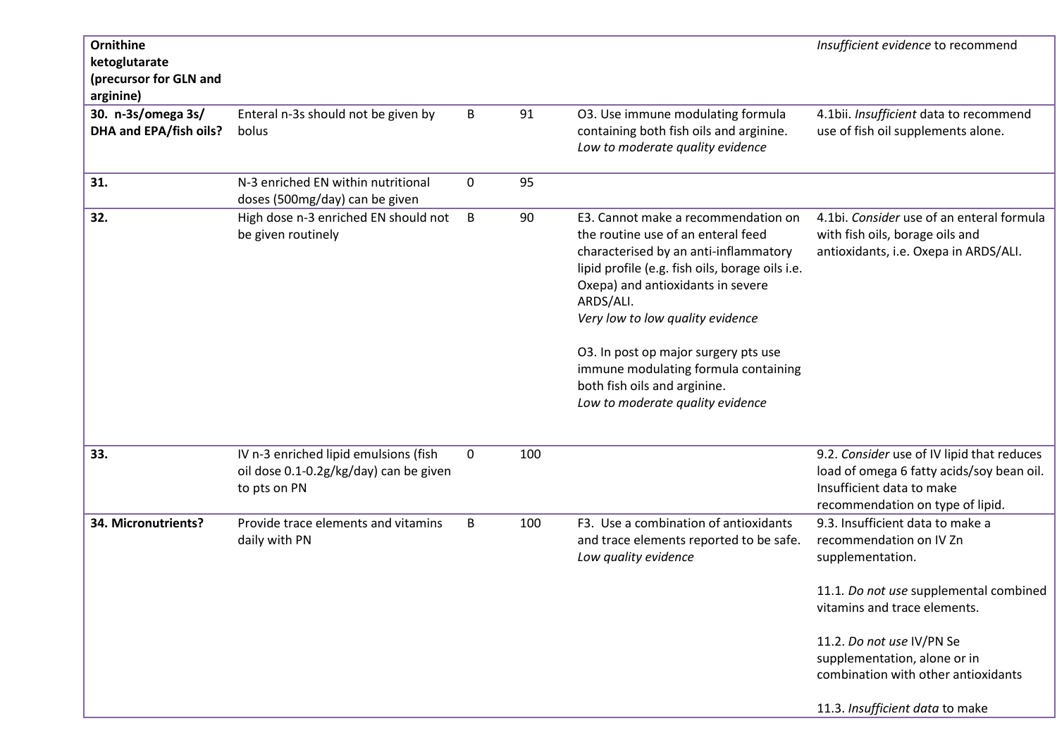| | | | | | |
|---|---|---|---|---|---|
| **Ornithine ketoglutarate (precursor for GLN and arginine)** | | | | | *Insufficient evidence* to recommend |
| **30. n-3s/omega 3s/ DHA and EPA/fish oils?** | Enteral n-3s should not be given by bolus | B | 91 | O3. Use immune modulating formula containing both fish oils and arginine. *Low to moderate quality evidence* | 4.1bii. *Insufficient* data to recommend use of fish oil supplements alone. |
| **31.** | N-3 enriched EN within nutritional doses (500mg/day) can be given | 0 | 95 | | |
| **32.** | High dose n-3 enriched EN should not be given routinely | B | 90 | E3. Cannot make a recommendation on the routine use of an enteral feed characterised by an anti-inflammatory lipid profile (e.g. fish oils, borage oils i.e. Oxepa) and antioxidants in severe ARDS/ALI. *Very low to low quality evidence*<br><br>O3. In post op major surgery pts use immune modulating formula containing both fish oils and arginine. *Low to moderate quality evidence* | 4.1bi. *Consider* use of an enteral formula with fish oils, borage oils and antioxidants, i.e. Oxepa in ARDS/ALI. |
| **33.** | IV n-3 enriched lipid emulsions (fish oil dose 0.1-0.2g/kg/day) can be given to pts on PN | 0 | 100 | | 9.2. *Consider* use of IV lipid that reduces load of omega 6 fatty acids/soy bean oil. Insufficient data to make recommendation on type of lipid. |
| **34. Micronutrients?** | Provide trace elements and vitamins daily with PN | B | 100 | F3. Use a combination of antioxidants and trace elements reported to be safe. *Low quality evidence* | 9.3. Insufficient data to make a recommendation on IV Zn supplementation.<br><br>11.1. *Do not use* supplemental combined vitamins and trace elements.<br><br>11.2. *Do not use* IV/PN Se supplementation, alone or in combination with other antioxidants<br><br>11.3. *Insufficient data* to make |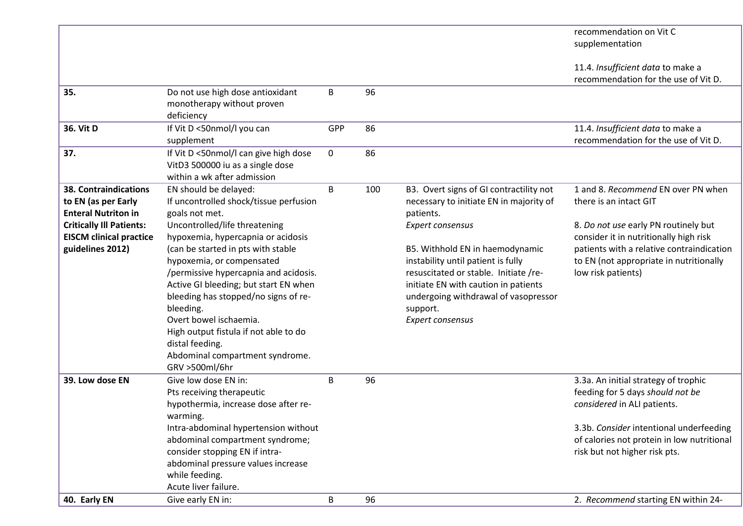| | | | | | |
|---|---|---|---|---|---|
| | | | | | recommendation on Vit C supplementation<br><br>11.4. *Insufficient data* to make a recommendation for the use of Vit D. |
| **35.** | Do not use high dose antioxidant monotherapy without proven deficiency | B | 96 | | |
| **36. Vit D** | If Vit D <50nmol/l you can supplement | GPP | 86 | | 11.4. *Insufficient data* to make a recommendation for the use of Vit D. |
| **37.** | If Vit D <50nmol/l can give high dose VitD3 500000 iu as a single dose within a wk after admission | 0 | 86 | | |
| **38. Contraindications to EN (as per Early Enteral Nutriton in Critically Ill Patients: EISCM clinical practice guidelines 2012)** | EN should be delayed:<br>If uncontrolled shock/tissue perfusion goals not met.<br>Uncontrolled/life threatening hypoxemia, hypercapnia or acidosis (can be started in pts with stable hypoxemia, or compensated /permissive hypercapnia and acidosis.<br>Active GI bleeding; but start EN when bleeding has stopped/no signs of re-bleeding.<br>Overt bowel ischaemia.<br>High output fistula if not able to do distal feeding.<br>Abdominal compartment syndrome.<br>GRV >500ml/6hr | B | 100 | B3. Overt signs of GI contractility not necessary to initiate EN in majority of patients.<br>*Expert consensus*<br><br>B5. Withhold EN in haemodynamic instability until patient is fully resuscitated or stable. Initiate /re-initiate EN with caution in patients undergoing withdrawal of vasopressor support.<br>*Expert consensus* | 1 and 8. *Recommend* EN over PN when there is an intact GIT<br><br>8. *Do not use* early PN routinely but consider it in nutritionally high risk patients with a relative contraindication to EN (not appropriate in nutritionally low risk patients) |
| **39. Low dose EN** | Give low dose EN in:<br>Pts receiving therapeutic hypothermia, increase dose after re-warming.<br>Intra-abdominal hypertension without abdominal compartment syndrome; consider stopping EN if intra-abdominal pressure values increase while feeding.<br>Acute liver failure. | B | 96 | | 3.3a. An initial strategy of trophic feeding for 5 days *should not be considered* in ALI patients.<br><br>3.3b. *Consider* intentional underfeeding of calories not protein in low nutritional risk but not higher risk pts. |
| **40. Early EN** | Give early EN in: | B | 96 | | 2. *Recommend* starting EN within 24- |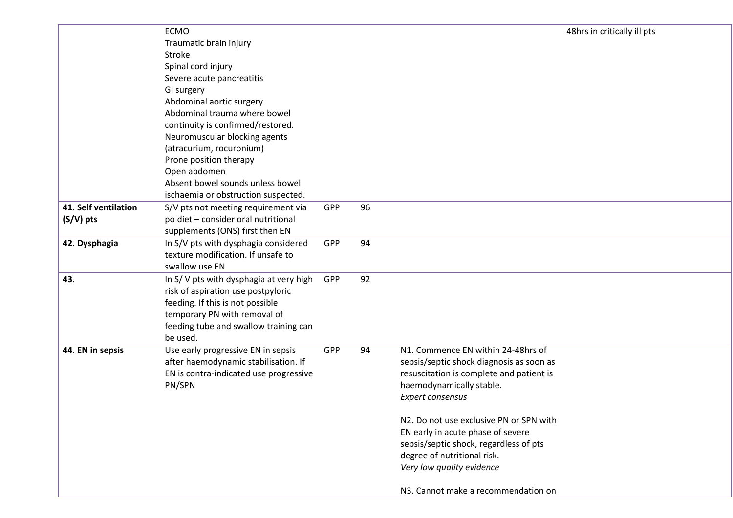| | | | | | |
|---|---|---|---|---|---|
| | ECMO<br>Traumatic brain injury<br>Stroke<br>Spinal cord injury<br>Severe acute pancreatitis<br>GI surgery<br>Abdominal aortic surgery<br>Abdominal trauma where bowel continuity is confirmed/restored.<br>Neuromuscular blocking agents (atracurium, rocuronium)<br>Prone position therapy<br>Open abdomen<br>Absent bowel sounds unless bowel ischaemia or obstruction suspected. | | | | 48hrs in critically ill pts |
| **41. Self ventilation (S/V) pts** | S/V pts not meeting requirement via po diet – consider oral nutritional supplements (ONS) first then EN | GPP | 96 | | |
| **42. Dysphagia** | In S/V pts with dysphagia considered texture modification. If unsafe to swallow use EN | GPP | 94 | | |
| **43.** | In S/ V pts with dysphagia at very high risk of aspiration use postpyloric feeding. If this is not possible temporary PN with removal of feeding tube and swallow training can be used. | GPP | 92 | | |
| **44. EN in sepsis** | Use early progressive EN in sepsis after haemodynamic stabilisation. If EN is contra-indicated use progressive PN/SPN | GPP | 94 | N1. Commence EN within 24-48hrs of sepsis/septic shock diagnosis as soon as resuscitation is complete and patient is haemodynamically stable.<br>*Expert consensus*<br><br>N2. Do not use exclusive PN or SPN with EN early in acute phase of severe sepsis/septic shock, regardless of pts degree of nutritional risk.<br>*Very low quality evidence*<br><br>N3. Cannot make a recommendation on | |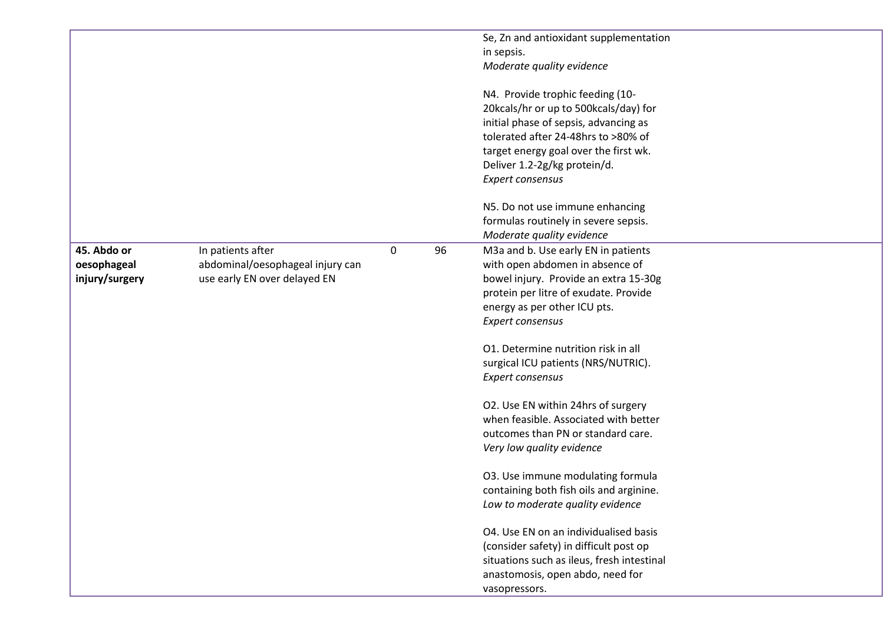| | | | | | |
|---|---|---|---|---|---|
| | | | | Se, Zn and antioxidant supplementation in sepsis.<br>*Moderate quality evidence*<br><br>N4. Provide trophic feeding (10-20kcals/hr or up to 500kcals/day) for initial phase of sepsis, advancing as tolerated after 24-48hrs to >80% of target energy goal over the first wk. Deliver 1.2-2g/kg protein/d.<br>*Expert consensus*<br><br>N5. Do not use immune enhancing formulas routinely in severe sepsis.<br>*Moderate quality evidence* | |
| **45. Abdo or oesophageal injury/surgery** | In patients after abdominal/oesophageal injury can use early EN over delayed EN | 0 | 96 | M3a and b. Use early EN in patients with open abdomen in absence of bowel injury. Provide an extra 15-30g protein per litre of exudate. Provide energy as per other ICU pts.<br>*Expert consensus*<br><br>O1. Determine nutrition risk in all surgical ICU patients (NRS/NUTRIC).<br>*Expert consensus*<br><br>O2. Use EN within 24hrs of surgery when feasible. Associated with better outcomes than PN or standard care.<br>*Very low quality evidence*<br><br>O3. Use immune modulating formula containing both fish oils and arginine.<br>*Low to moderate quality evidence*<br><br>O4. Use EN on an individualised basis (consider safety) in difficult post op situations such as ileus, fresh intestinal anastomosis, open abdo, need for vasopressors. | |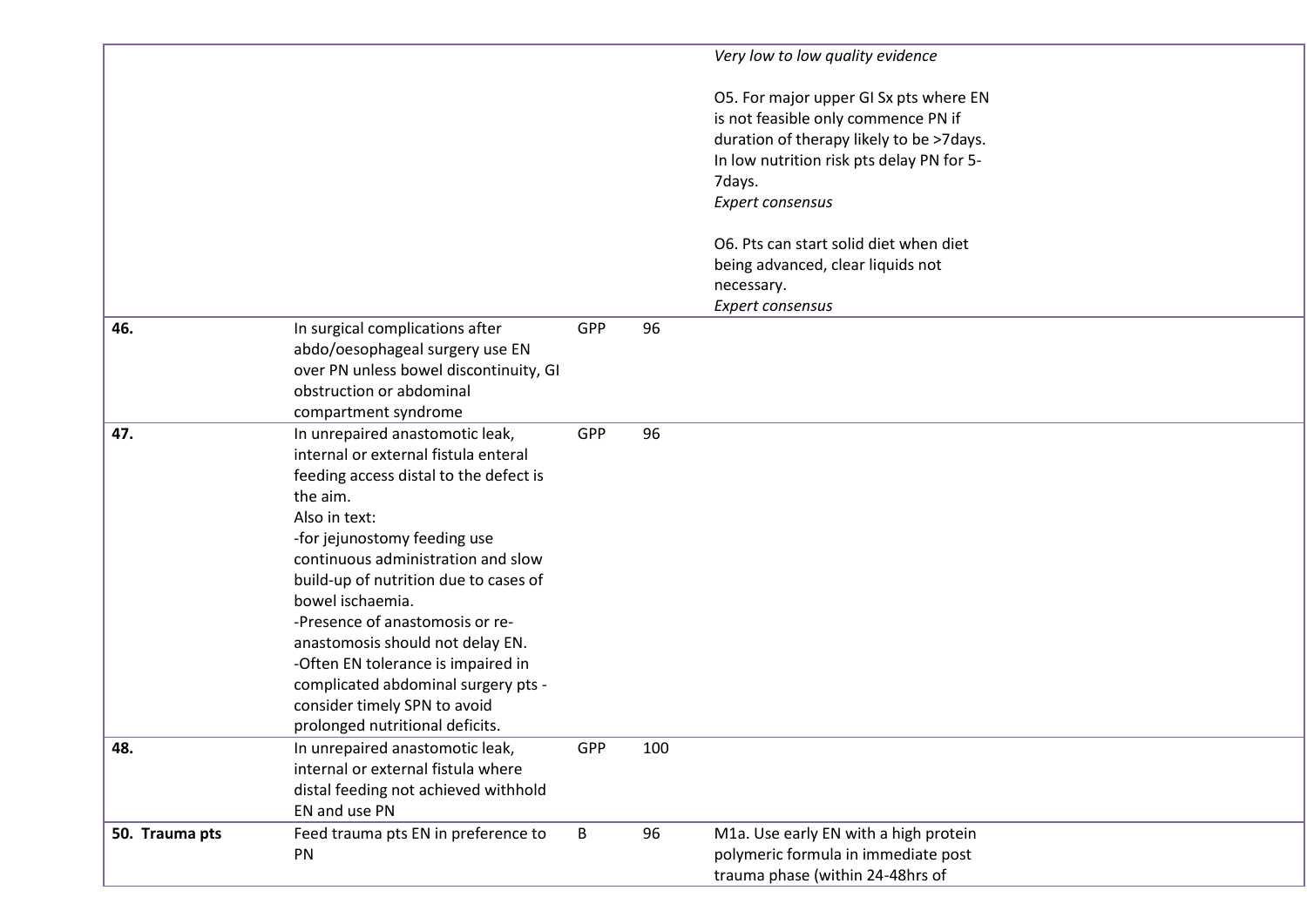| | | | | |
|---|---|---|---|---|
| | | | | *Very low to low quality evidence*<br><br>O5. For major upper GI Sx pts where EN is not feasible only commence PN if duration of therapy likely to be >7days. In low nutrition risk pts delay PN for 5-7days.<br>*Expert consensus*<br><br>O6. Pts can start solid diet when diet being advanced, clear liquids not necessary.<br>*Expert consensus* |
| **46.** | In surgical complications after abdo/oesophageal surgery use EN over PN unless bowel discontinuity, GI obstruction or abdominal compartment syndrome | GPP | 96 | |
| **47.** | In unrepaired anastomotic leak, internal or external fistula enteral feeding access distal to the defect is the aim.<br>Also in text:<br>-for jejunostomy feeding use continuous administration and slow build-up of nutrition due to cases of bowel ischaemia.<br>-Presence of anastomosis or re-anastomosis should not delay EN.<br>-Often EN tolerance is impaired in complicated abdominal surgery pts - consider timely SPN to avoid prolonged nutritional deficits. | GPP | 96 | |
| **48.** | In unrepaired anastomotic leak, internal or external fistula where distal feeding not achieved withhold EN and use PN | GPP | 100 | |
| **50. Trauma pts** | Feed trauma pts EN in preference to PN | B | 96 | M1a. Use early EN with a high protein polymeric formula in immediate post trauma phase (within 24-48hrs of |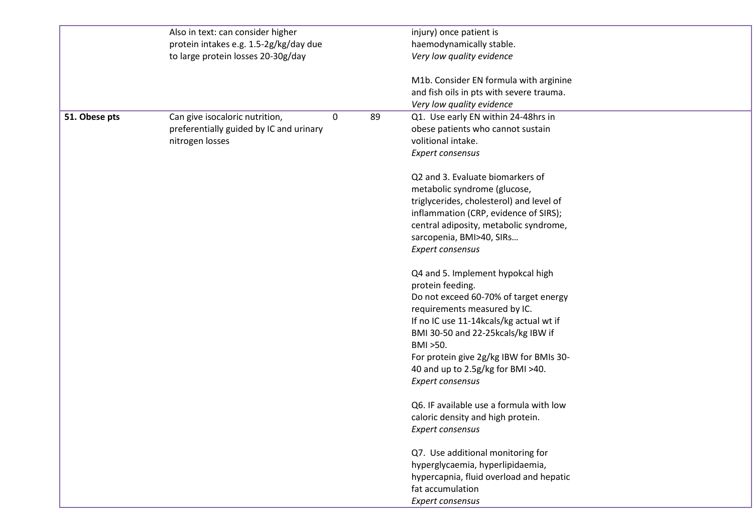| | | | | | |
|---|---|---|---|---|---|
| | Also in text: can consider higher protein intakes e.g. 1.5-2g/kg/day due to large protein losses 20-30g/day | | | injury) once patient is haemodynamically stable.<br>*Very low quality evidence*<br><br>M1b. Consider EN formula with arginine and fish oils in pts with severe trauma.<br>*Very low quality evidence* | |
| **51. Obese pts** | Can give isocaloric nutrition, preferentially guided by IC and urinary nitrogen losses | 0 | 89 | Q1. Use early EN within 24-48hrs in obese patients who cannot sustain volitional intake.<br>*Expert consensus*<br><br>Q2 and 3. Evaluate biomarkers of metabolic syndrome (glucose, triglycerides, cholesterol) and level of inflammation (CRP, evidence of SIRS); central adiposity, metabolic syndrome, sarcopenia, BMI>40, SIRs…<br>*Expert consensus*<br><br>Q4 and 5. Implement hypokcal high protein feeding.<br>Do not exceed 60-70% of target energy requirements measured by IC.<br>If no IC use 11-14kcals/kg actual wt if BMI 30-50 and 22-25kcals/kg IBW if BMI >50.<br>For protein give 2g/kg IBW for BMIs 30-40 and up to 2.5g/kg for BMI >40.<br>*Expert consensus*<br><br>Q6. IF available use a formula with low caloric density and high protein.<br>*Expert consensus*<br><br>Q7. Use additional monitoring for hyperglycaemia, hyperlipidaemia, hypercapnia, fluid overload and hepatic fat accumulation<br>*Expert consensus* | |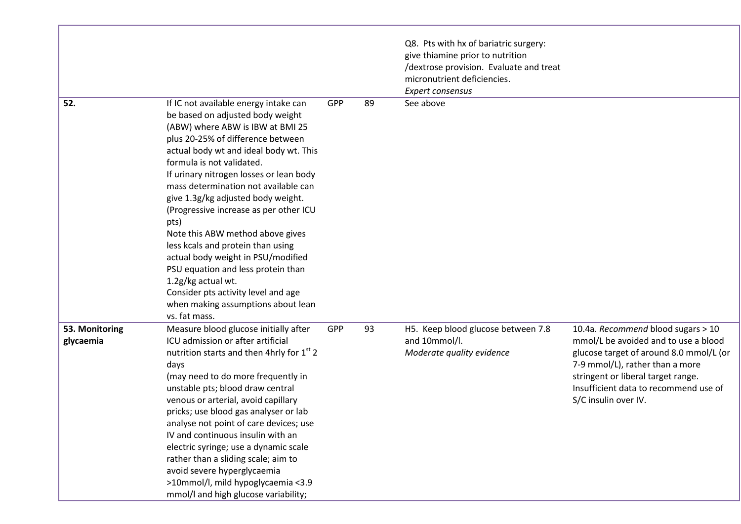| | | | | | |
|---|---|---|---|---|---|
| | | | | Q8. Pts with hx of bariatric surgery: give thiamine prior to nutrition /dextrose provision. Evaluate and treat micronutrient deficiencies. *Expert consensus* | |
| **52.** | If IC not available energy intake can be based on adjusted body weight (ABW) where ABW is IBW at BMI 25 plus 20-25% of difference between actual body wt and ideal body wt. This formula is not validated.<br>If urinary nitrogen losses or lean body mass determination not available can give 1.3g/kg adjusted body weight. (Progressive increase as per other ICU pts)<br>Note this ABW method above gives less kcals and protein than using actual body weight in PSU/modified PSU equation and less protein than 1.2g/kg actual wt.<br>Consider pts activity level and age when making assumptions about lean vs. fat mass. | GPP | 89 | See above | |
| **53. Monitoring glycaemia** | Measure blood glucose initially after ICU admission or after artificial nutrition starts and then 4hrly for 1st 2 days<br>(may need to do more frequently in unstable pts; blood draw central venous or arterial, avoid capillary pricks; use blood gas analyser or lab analyse not point of care devices; use IV and continuous insulin with an electric syringe; use a dynamic scale rather than a sliding scale; aim to avoid severe hyperglycaemia >10mmol/l, mild hypoglycaemia <3.9 mmol/l and high glucose variability; | GPP | 93 | H5. Keep blood glucose between 7.8 and 10mmol/l.<br>*Moderate quality evidence* | 10.4a. *Recommend* blood sugars > 10 mmol/L be avoided and to use a blood glucose target of around 8.0 mmol/L (or 7-9 mmol/L), rather than a more stringent or liberal target range. Insufficient data to recommend use of S/C insulin over IV. |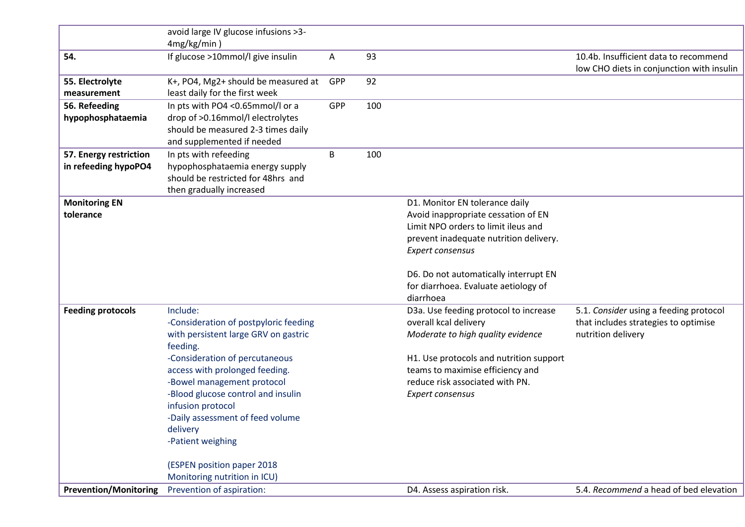| | | | | | |
|---|---|---|---|---|---|
| | avoid large IV glucose infusions >3-4mg/kg/min ) | | | | |
| **54.** | If glucose >10mmol/l give insulin | A | 93 | | 10.4b. Insufficient data to recommend low CHO diets in conjunction with insulin |
| **55. Electrolyte measurement** | K+, PO4, Mg2+ should be measured at least daily for the first week | GPP | 92 | | |
| **56. Refeeding hypophosphataemia** | In pts with PO4 <0.65mmol/l or a drop of >0.16mmol/l electrolytes should be measured 2-3 times daily and supplemented if needed | GPP | 100 | | |
| **57. Energy restriction in refeeding hypoPO4** | In pts with refeeding hypophosphataemia energy supply should be restricted for 48hrs and then gradually increased | B | 100 | | |
| **Monitoring EN tolerance** | | | | D1. Monitor EN tolerance daily<br>Avoid inappropriate cessation of EN<br>Limit NPO orders to limit ileus and prevent inadequate nutrition delivery.<br>*Expert consensus*<br><br>D6. Do not automatically interrupt EN for diarrhoea. Evaluate aetiology of diarrhoea | |
| **Feeding protocols** | Include:<br>-Consideration of postpyloric feeding with persistent large GRV on gastric feeding.<br>-Consideration of percutaneous access with prolonged feeding.<br>-Bowel management protocol<br>-Blood glucose control and insulin infusion protocol<br>-Daily assessment of feed volume delivery<br>-Patient weighing<br><br>(ESPEN position paper 2018 Monitoring nutrition in ICU) | | | D3a. Use feeding protocol to increase overall kcal delivery<br>*Moderate to high quality evidence*<br><br>H1. Use protocols and nutrition support teams to maximise efficiency and reduce risk associated with PN.<br>*Expert consensus* | 5.1. *Consider* using a feeding protocol that includes strategies to optimise nutrition delivery |
| **Prevention/Monitoring** | Prevention of aspiration: | | | D4. Assess aspiration risk. | 5.4. *Recommend* a head of bed elevation |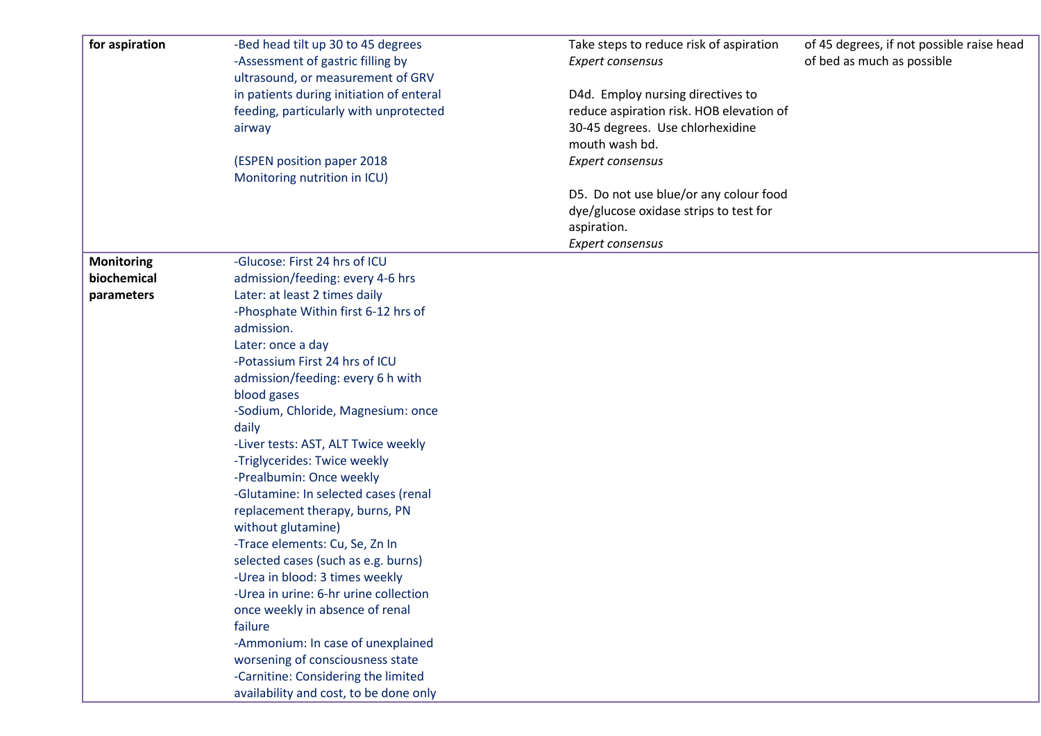| | | | |
|---|---|---|---|
| **for aspiration** | -Bed head tilt up 30 to 45 degrees<br>-Assessment of gastric filling by ultrasound, or measurement of GRV in patients during initiation of enteral feeding, particularly with unprotected airway<br><br>(ESPEN position paper 2018 Monitoring nutrition in ICU) | Take steps to reduce risk of aspiration<br>*Expert consensus*<br><br>D4d. Employ nursing directives to reduce aspiration risk. HOB elevation of 30-45 degrees. Use chlorhexidine mouth wash bd.<br>*Expert consensus*<br><br>D5. Do not use blue/or any colour food dye/glucose oxidase strips to test for aspiration.<br>*Expert consensus* | of 45 degrees, if not possible raise head of bed as much as possible |
| **Monitoring biochemical parameters** | -Glucose: First 24 hrs of ICU admission/feeding: every 4-6 hrs<br>Later: at least 2 times daily<br>-Phosphate Within first 6-12 hrs of admission.<br>Later: once a day<br>-Potassium First 24 hrs of ICU admission/feeding: every 6 h with blood gases<br>-Sodium, Chloride, Magnesium: once daily<br>-Liver tests: AST, ALT Twice weekly<br>-Triglycerides: Twice weekly<br>-Prealbumin: Once weekly<br>-Glutamine: In selected cases (renal replacement therapy, burns, PN without glutamine)<br>-Trace elements: Cu, Se, Zn In selected cases (such as e.g. burns)<br>-Urea in blood: 3 times weekly<br>-Urea in urine: 6-hr urine collection once weekly in absence of renal failure<br>-Ammonium: In case of unexplained worsening of consciousness state<br>-Carnitine: Considering the limited availability and cost, to be done only | | |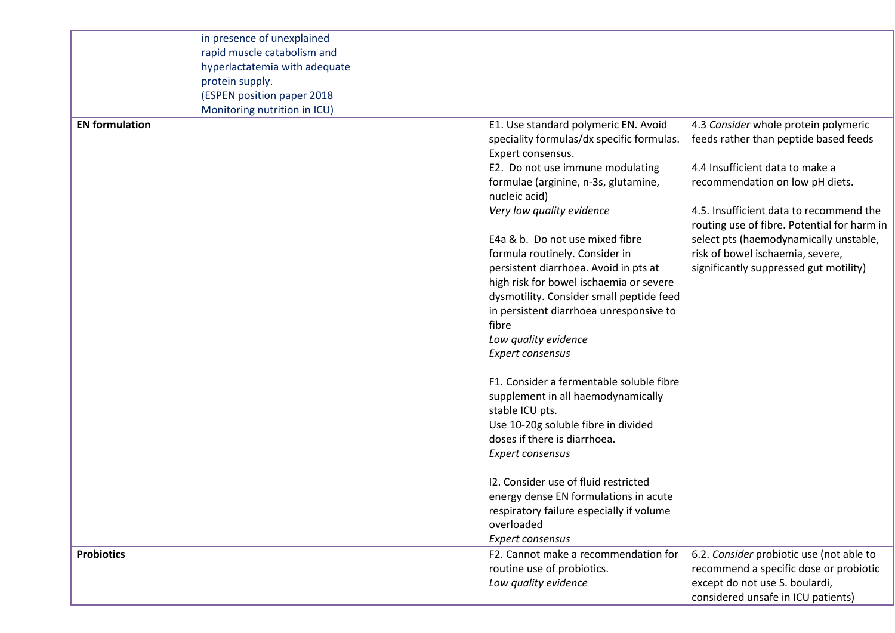| | | | |
|---|---|---|---|
| | in presence of unexplained rapid muscle catabolism and hyperlactatemia with adequate protein supply.<br>(ESPEN position paper 2018 Monitoring nutrition in ICU) | | |
| **EN formulation** | | E1. Use standard polymeric EN. Avoid speciality formulas/dx specific formulas. Expert consensus.<br>E2. Do not use immune modulating formulae (arginine, n-3s, glutamine, nucleic acid)<br>*Very low quality evidence*<br><br>E4a & b. Do not use mixed fibre formula routinely. Consider in persistent diarrhoea. Avoid in pts at high risk for bowel ischaemia or severe dysmotility. Consider small peptide feed in persistent diarrhoea unresponsive to fibre<br>*Low quality evidence*<br>*Expert consensus*<br><br>F1. Consider a fermentable soluble fibre supplement in all haemodynamically stable ICU pts.<br>Use 10-20g soluble fibre in divided doses if there is diarrhoea.<br>*Expert consensus*<br><br>I2. Consider use of fluid restricted energy dense EN formulations in acute respiratory failure especially if volume overloaded<br>*Expert consensus* | 4.3 *Consider* whole protein polymeric feeds rather than peptide based feeds<br><br>4.4 Insufficient data to make a recommendation on low pH diets.<br><br>4.5. Insufficient data to recommend the routing use of fibre. Potential for harm in select pts (haemodynamically unstable, risk of bowel ischaemia, severe, significantly suppressed gut motility) |
| **Probiotics** | | F2. Cannot make a recommendation for routine use of probiotics.<br>*Low quality evidence* | 6.2. *Consider* probiotic use (not able to recommend a specific dose or probiotic except do not use S. boulardi, considered unsafe in ICU patients) |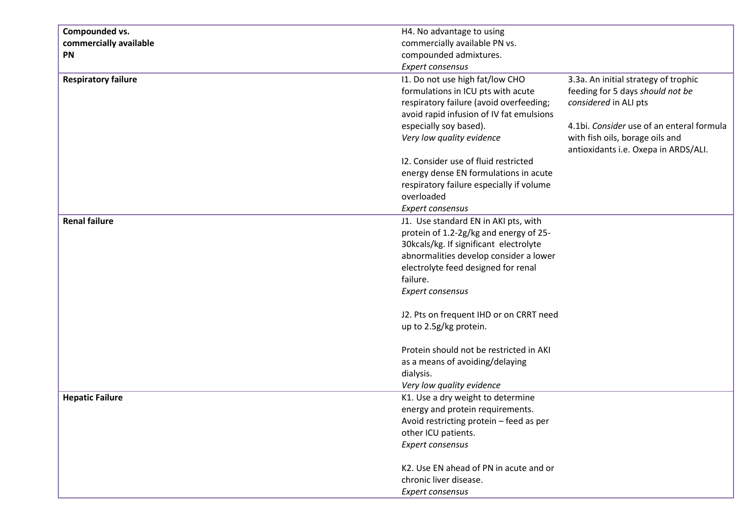| | | |
|---|---|---|
| **Compounded vs. commercially available PN** | H4. No advantage to using commercially available PN vs. compounded admixtures.<br>*Expert consensus* | |
| **Respiratory failure** | I1. Do not use high fat/low CHO formulations in ICU pts with acute respiratory failure (avoid overfeeding; avoid rapid infusion of IV fat emulsions especially soy based).<br>*Very low quality evidence*<br><br>I2. Consider use of fluid restricted energy dense EN formulations in acute respiratory failure especially if volume overloaded<br>*Expert consensus* | 3.3a. An initial strategy of trophic feeding for 5 days *should not be considered* in ALI pts<br><br>4.1bi. *Consider* use of an enteral formula with fish oils, borage oils and antioxidants i.e. Oxepa in ARDS/ALI. |
| **Renal failure** | J1. Use standard EN in AKI pts, with protein of 1.2-2g/kg and energy of 25-30kcals/kg. If significant electrolyte abnormalities develop consider a lower electrolyte feed designed for renal failure.<br>*Expert consensus*<br><br>J2. Pts on frequent IHD or on CRRT need up to 2.5g/kg protein.<br><br>Protein should not be restricted in AKI as a means of avoiding/delaying dialysis.<br>*Very low quality evidence* | |
| **Hepatic Failure** | K1. Use a dry weight to determine energy and protein requirements. Avoid restricting protein – feed as per other ICU patients.<br>*Expert consensus*<br><br>K2. Use EN ahead of PN in acute and or chronic liver disease.<br>*Expert consensus* | |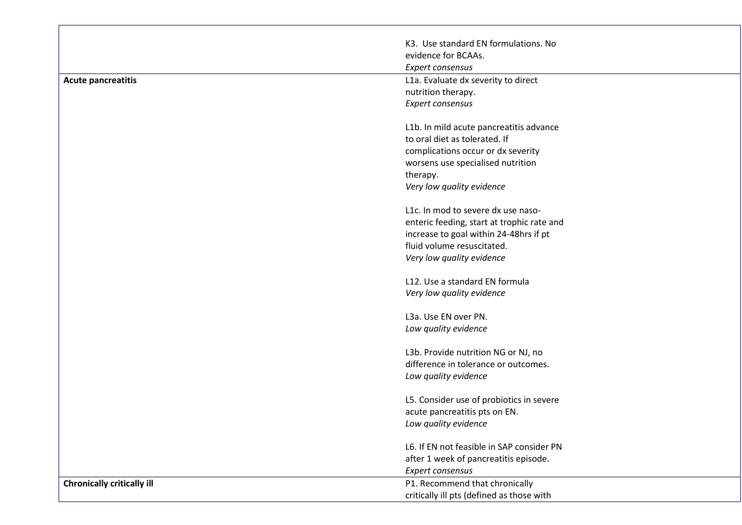| | | |
|---|---|---|
| | K3. Use standard EN formulations. No evidence for BCAAs.<br>*Expert consensus* | |
| **Acute pancreatitis** | L1a. Evaluate dx severity to direct nutrition therapy.<br>*Expert consensus*<br><br>L1b. In mild acute pancreatitis advance to oral diet as tolerated. If complications occur or dx severity worsens use specialised nutrition therapy.<br>*Very low quality evidence*<br><br>L1c. In mod to severe dx use naso-enteric feeding, start at trophic rate and increase to goal within 24-48hrs if pt fluid volume resuscitated.<br>*Very low quality evidence*<br><br>L12. Use a standard EN formula<br>*Very low quality evidence*<br><br>L3a. Use EN over PN.<br>*Low quality evidence*<br><br>L3b. Provide nutrition NG or NJ, no difference in tolerance or outcomes.<br>*Low quality evidence*<br><br>L5. Consider use of probiotics in severe acute pancreatitis pts on EN.<br>*Low quality evidence*<br><br>L6. If EN not feasible in SAP consider PN after 1 week of pancreatitis episode.<br>*Expert consensus* | |
| **Chronically critically ill** | P1. Recommend that chronically critically ill pts (defined as those with | |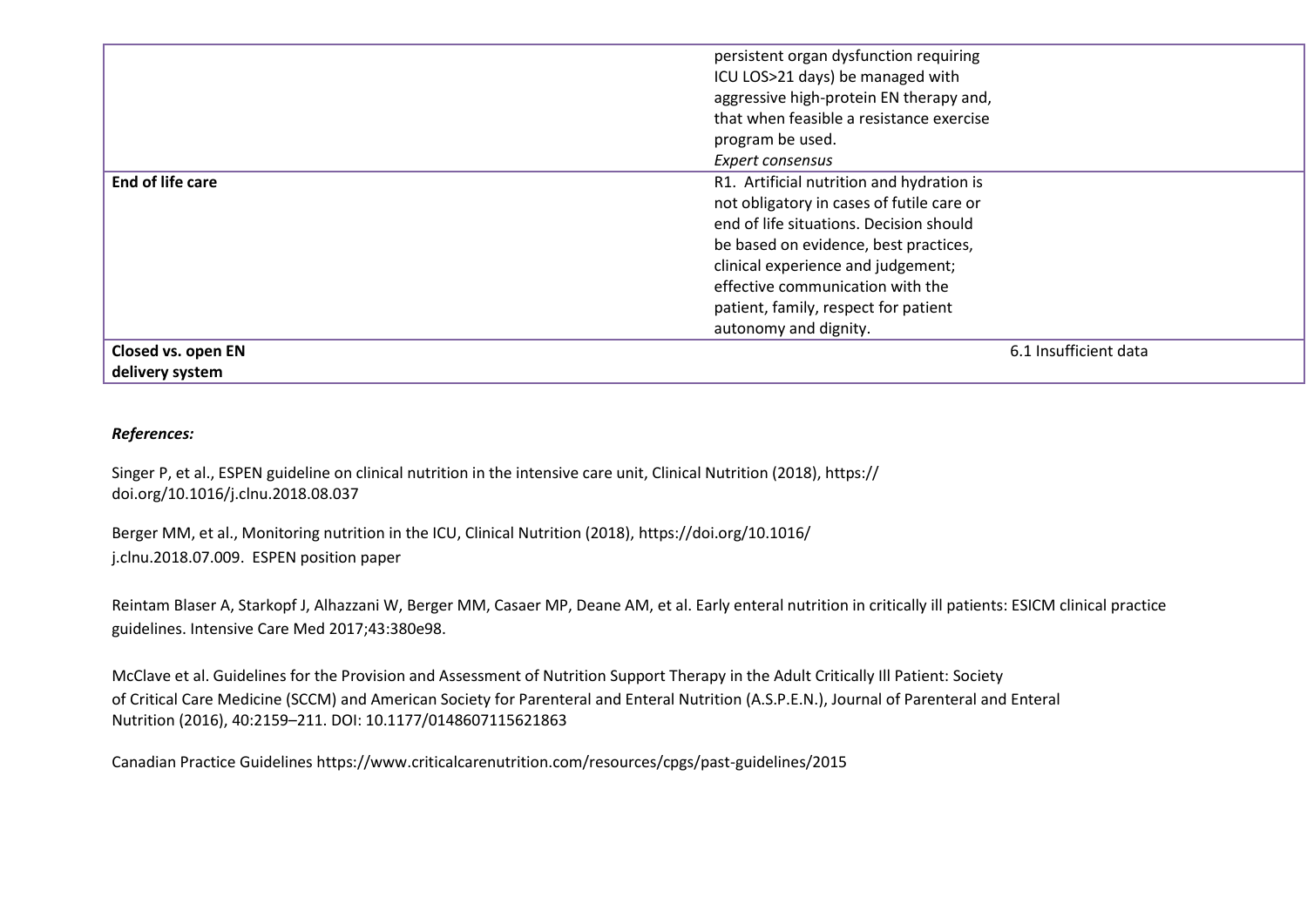| | | |
|---|---|---|
| | persistent organ dysfunction requiring ICU LOS>21 days) be managed with aggressive high-protein EN therapy and, that when feasible a resistance exercise program be used. *Expert consensus* | |
| **End of life care** | R1. Artificial nutrition and hydration is not obligatory in cases of futile care or end of life situations. Decision should be based on evidence, best practices, clinical experience and judgement; effective communication with the patient, family, respect for patient autonomy and dignity. | |
| **Closed vs. open EN delivery system** | | 6.1 Insufficient data |

***References:***

Singer P, et al., ESPEN guideline on clinical nutrition in the intensive care unit, Clinical Nutrition (2018), https://doi.org/10.1016/j.clnu.2018.08.037

Berger MM, et al., Monitoring nutrition in the ICU, Clinical Nutrition (2018), https://doi.org/10.1016/j.clnu.2018.07.009. ESPEN position paper

Reintam Blaser A, Starkopf J, Alhazzani W, Berger MM, Casaer MP, Deane AM, et al. Early enteral nutrition in critically ill patients: ESICM clinical practice guidelines. Intensive Care Med 2017;43:380e98.

McClave et al. Guidelines for the Provision and Assessment of Nutrition Support Therapy in the Adult Critically Ill Patient: Society of Critical Care Medicine (SCCM) and American Society for Parenteral and Enteral Nutrition (A.S.P.E.N.), Journal of Parenteral and Enteral Nutrition (2016), 40:2159–211. DOI: 10.1177/0148607115621863

Canadian Practice Guidelines https://www.criticalcarenutrition.com/resources/cpgs/past-guidelines/2015